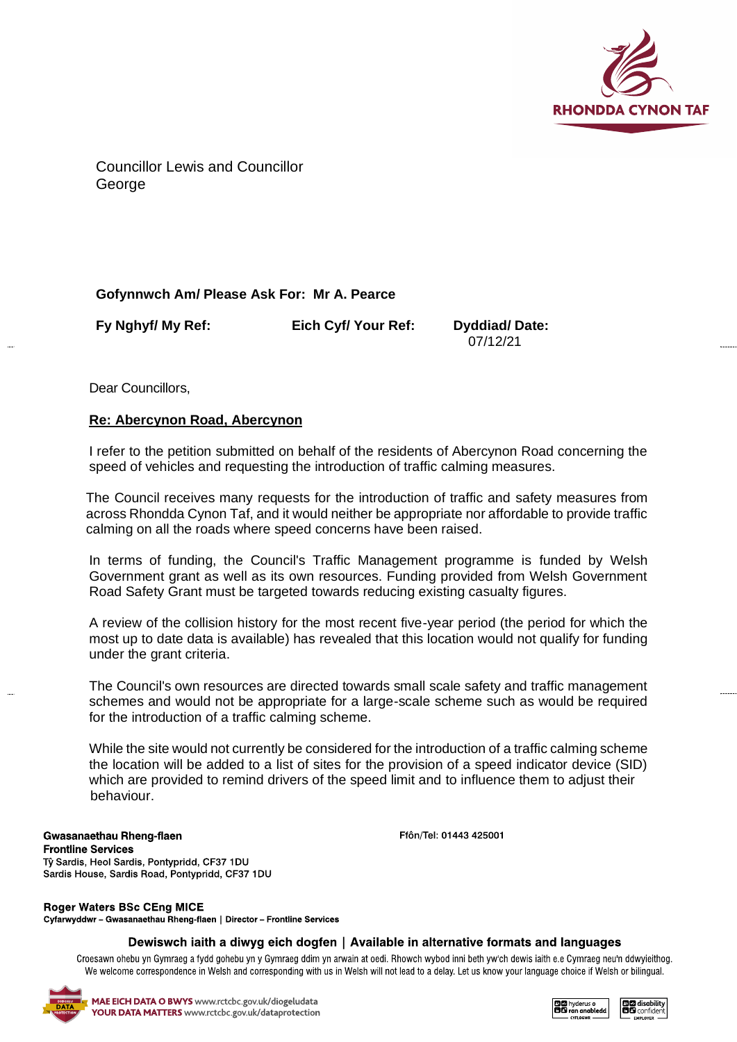RHONDDA CYNON TAF

Councillor Lewis and Councillor George

**Gofynnwch Am/ Please Ask For: Mr A. Pearce**

| **Fy Nghyf/ My Ref:** | **Eich Cyf/ Your Ref:** | **Dyddiad/ Date:** |
|---|---|---|
| | | 07/12/21 |

Dear Councillors,

**<u>Re: Abercynon Road, Abercynon</u>**

I refer to the petition submitted on behalf of the residents of Abercynon Road concerning the speed of vehicles and requesting the introduction of traffic calming measures.

The Council receives many requests for the introduction of traffic and safety measures from across Rhondda Cynon Taf, and it would neither be appropriate nor affordable to provide traffic calming on all the roads where speed concerns have been raised.

In terms of funding, the Council's Traffic Management programme is funded by Welsh Government grant as well as its own resources. Funding provided from Welsh Government Road Safety Grant must be targeted towards reducing existing casualty figures.

A review of the collision history for the most recent five-year period (the period for which the most up to date data is available) has revealed that this location would not qualify for funding under the grant criteria.

The Council's own resources are directed towards small scale safety and traffic management schemes and would not be appropriate for a large-scale scheme such as would be required for the introduction of a traffic calming scheme.

While the site would not currently be considered for the introduction of a traffic calming scheme the location will be added to a list of sites for the provision of a speed indicator device (SID) which are provided to remind drivers of the speed limit and to influence them to adjust their behaviour.

**Gwasanaethau Rheng-flaen**
**Frontline Services**
Tŷ Sardis, Heol Sardis, Pontypridd, CF37 1DU
Sardis House, Sardis Road, Pontypridd, CF37 1DU

Ffôn/Tel: 01443 425001

**Roger Waters BSc CEng MICE**
**Cyfarwyddwr – Gwasanaethau Rheng-flaen | Director – Frontline Services**

**Dewiswch iaith a diwyg eich dogfen | Available in alternative formats and languages**

Croesawn ohebu yn Gymraeg a fydd gohebu yn y Gymraeg ddim yn arwain at oedi. Rhowch wybod inni beth yw'ch dewis iaith e.e Cymraeg neu'n ddwyieithog.
We welcome correspondence in Welsh and corresponding with us in Welsh will not lead to a delay. Let us know your language choice if Welsh or bilingual.

MAE EICH DATA O BWYS www.rctcbc.gov.uk/diogeludata
YOUR DATA MATTERS www.rctcbc.gov.uk/dataprotection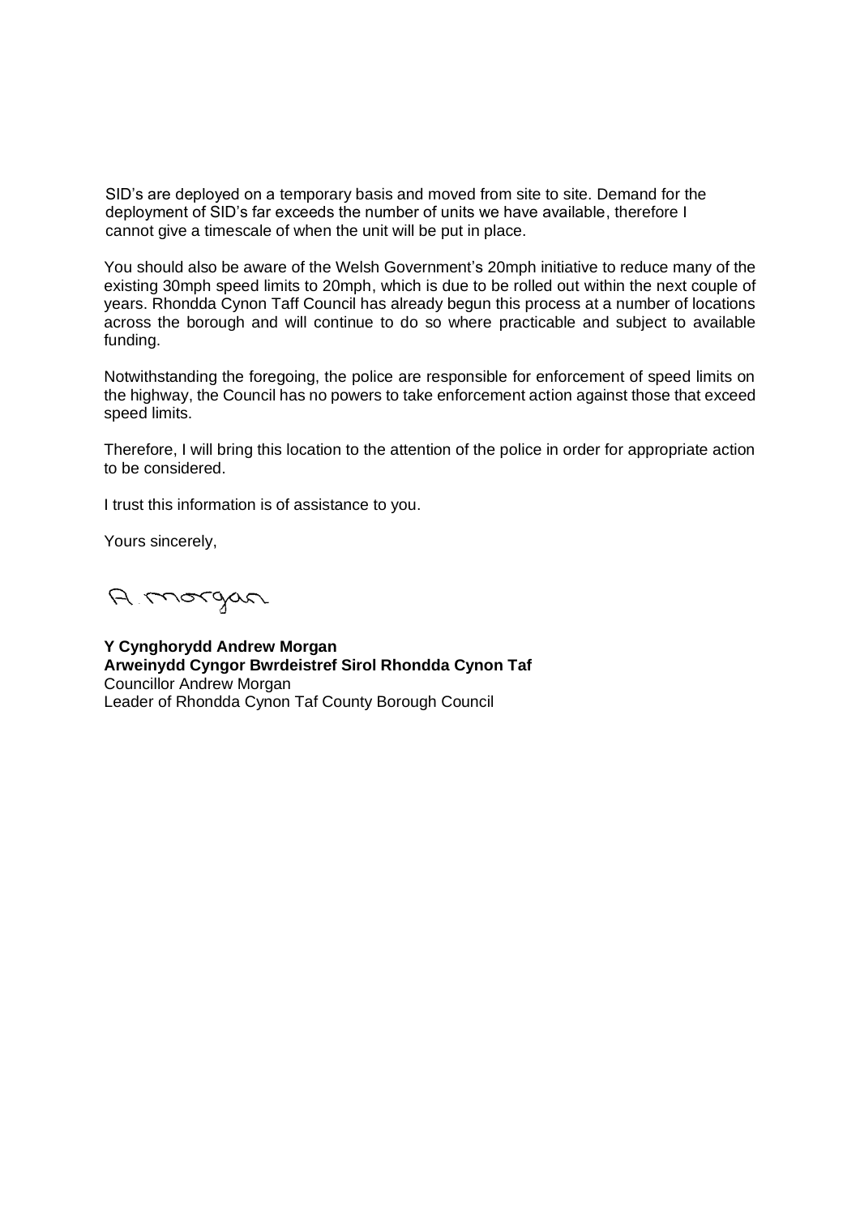SID's are deployed on a temporary basis and moved from site to site. Demand for the deployment of SID's far exceeds the number of units we have available, therefore I cannot give a timescale of when the unit will be put in place.

You should also be aware of the Welsh Government's 20mph initiative to reduce many of the existing 30mph speed limits to 20mph, which is due to be rolled out within the next couple of years. Rhondda Cynon Taff Council has already begun this process at a number of locations across the borough and will continue to do so where practicable and subject to available funding.

Notwithstanding the foregoing, the police are responsible for enforcement of speed limits on the highway, the Council has no powers to take enforcement action against those that exceed speed limits.

Therefore, I will bring this location to the attention of the police in order for appropriate action to be considered.

I trust this information is of assistance to you.

Yours sincerely,

A. Morgan

**Y Cynghorydd Andrew Morgan**
**Arweinydd Cyngor Bwrdeistref Sirol Rhondda Cynon Taf**
Councillor Andrew Morgan
Leader of Rhondda Cynon Taf County Borough Council